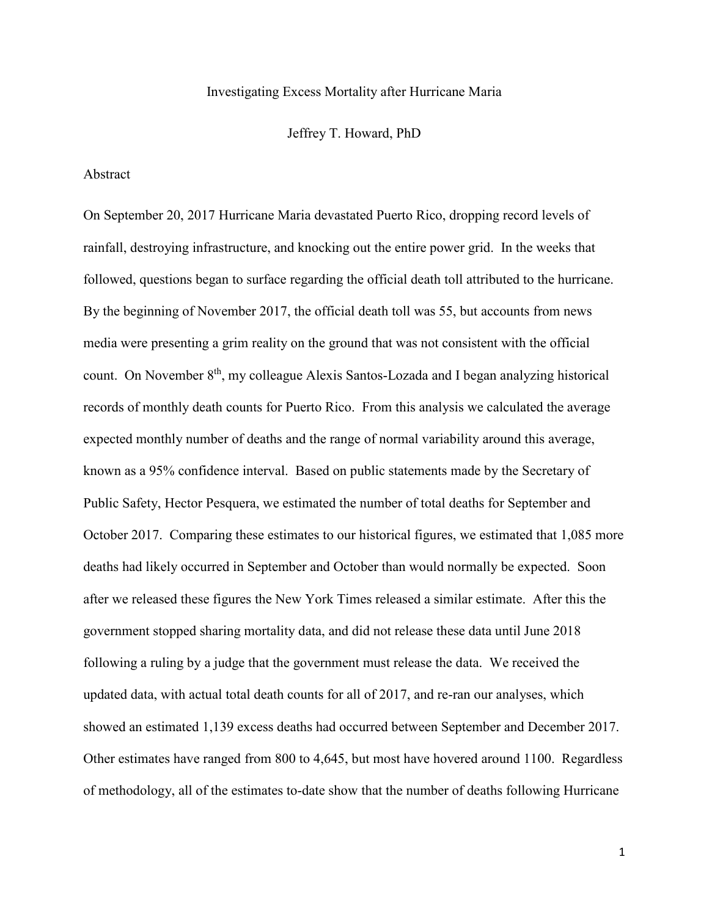# Investigating Excess Mortality after Hurricane Maria

Jeffrey T. Howard, PhD

## Abstract

On September 20, 2017 Hurricane Maria devastated Puerto Rico, dropping record levels of rainfall, destroying infrastructure, and knocking out the entire power grid. In the weeks that followed, questions began to surface regarding the official death toll attributed to the hurricane. By the beginning of November 2017, the official death toll was 55, but accounts from news media were presenting a grim reality on the ground that was not consistent with the official count. On November 8th, my colleague Alexis Santos-Lozada and I began analyzing historical records of monthly death counts for Puerto Rico. From this analysis we calculated the average expected monthly number of deaths and the range of normal variability around this average, known as a 95% confidence interval. Based on public statements made by the Secretary of Public Safety, Hector Pesquera, we estimated the number of total deaths for September and October 2017. Comparing these estimates to our historical figures, we estimated that 1,085 more deaths had likely occurred in September and October than would normally be expected. Soon after we released these figures the New York Times released a similar estimate. After this the government stopped sharing mortality data, and did not release these data until June 2018 following a ruling by a judge that the government must release the data. We received the updated data, with actual total death counts for all of 2017, and re-ran our analyses, which showed an estimated 1,139 excess deaths had occurred between September and December 2017. Other estimates have ranged from 800 to 4,645, but most have hovered around 1100. Regardless of methodology, all of the estimates to-date show that the number of deaths following Hurricane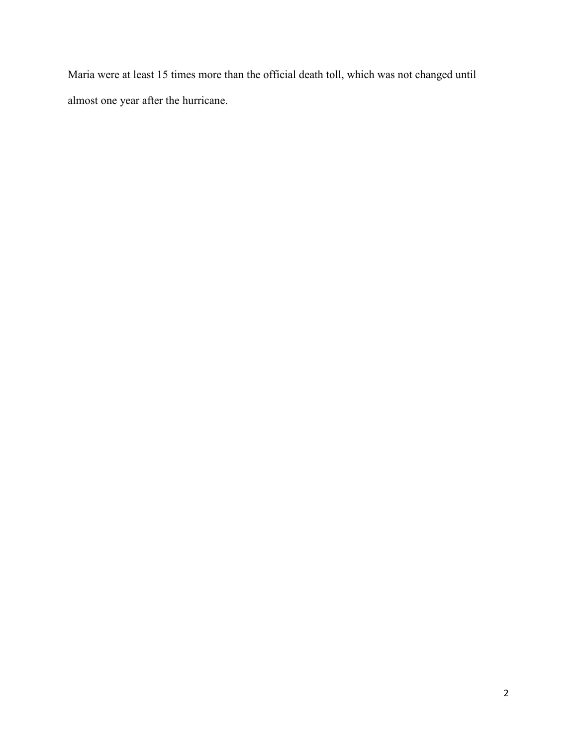Maria were at least 15 times more than the official death toll, which was not changed until almost one year after the hurricane.